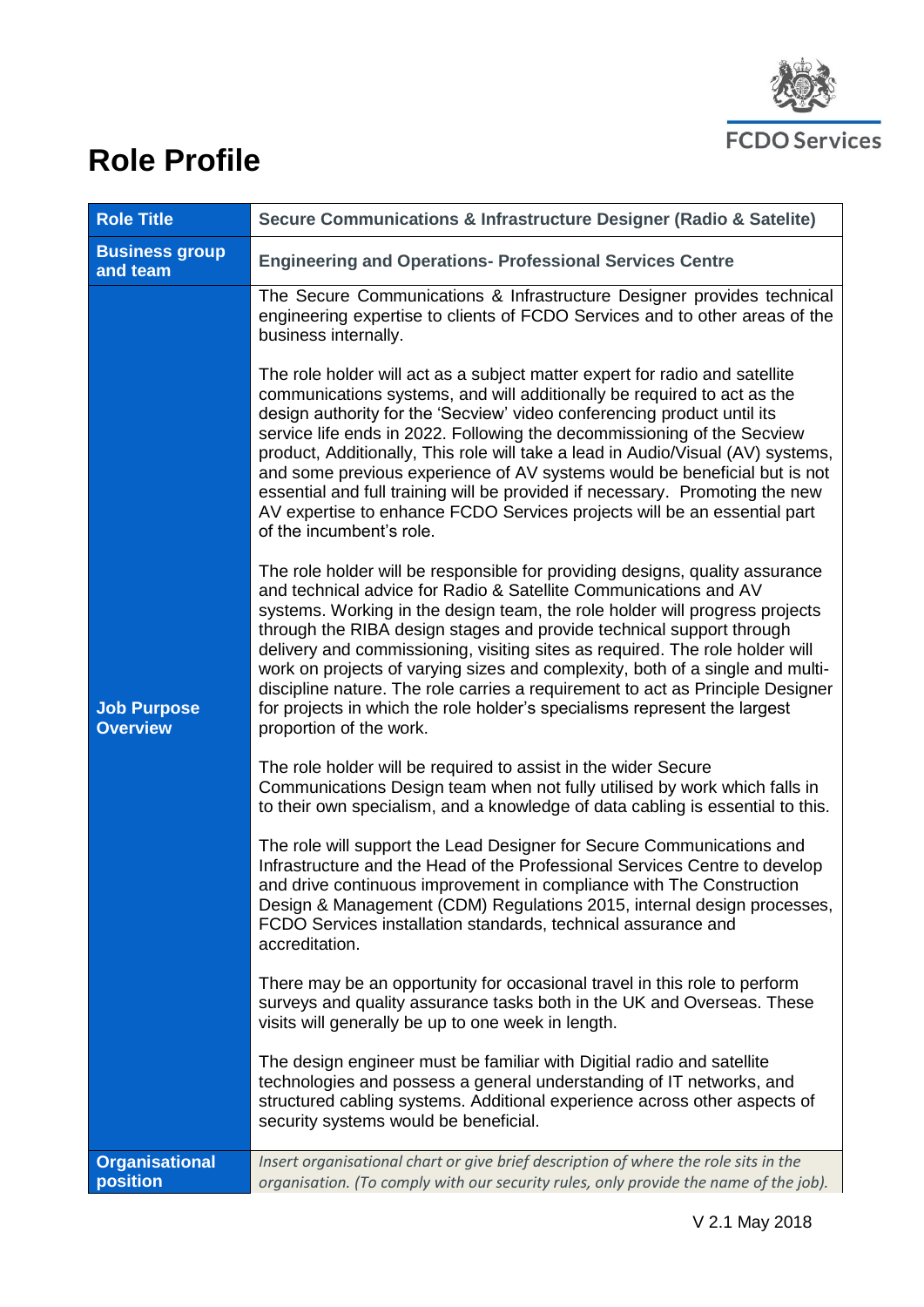FCDO Services

# Role Profile

| Role Title | Secure Communications & Infrastructure Designer (Radio & Satelite) |
|---|---|
| Business group and team | Engineering and Operations- Professional Services Centre |
| Job Purpose Overview | The Secure Communications & Infrastructure Designer provides technical engineering expertise to clients of FCDO Services and to other areas of the business internally.<br><br>The role holder will act as a subject matter expert for radio and satellite communications systems, and will additionally be required to act as the design authority for the 'Secview' video conferencing product until its service life ends in 2022. Following the decommissioning of the Secview product, Additionally, This role will take a lead in Audio/Visual (AV) systems, and some previous experience of AV systems would be beneficial but is not essential and full training will be provided if necessary. Promoting the new AV expertise to enhance FCDO Services projects will be an essential part of the incumbent's role.<br><br>The role holder will be responsible for providing designs, quality assurance and technical advice for Radio & Satellite Communications and AV systems. Working in the design team, the role holder will progress projects through the RIBA design stages and provide technical support through delivery and commissioning, visiting sites as required. The role holder will work on projects of varying sizes and complexity, both of a single and multi-discipline nature. The role carries a requirement to act as Principle Designer for projects in which the role holder's specialisms represent the largest proportion of the work.<br><br>The role holder will be required to assist in the wider Secure Communications Design team when not fully utilised by work which falls in to their own specialism, and a knowledge of data cabling is essential to this.<br><br>The role will support the Lead Designer for Secure Communications and Infrastructure and the Head of the Professional Services Centre to develop and drive continuous improvement in compliance with The Construction Design & Management (CDM) Regulations 2015, internal design processes, FCDO Services installation standards, technical assurance and accreditation.<br><br>There may be an opportunity for occasional travel in this role to perform surveys and quality assurance tasks both in the UK and Overseas. These visits will generally be up to one week in length.<br><br>The design engineer must be familiar with Digitial radio and satellite technologies and possess a general understanding of IT networks, and structured cabling systems. Additional experience across other aspects of security systems would be beneficial. |
| Organisational position | *Insert organisational chart or give brief description of where the role sits in the organisation. (To comply with our security rules, only provide the name of the job).* |

V 2.1 May 2018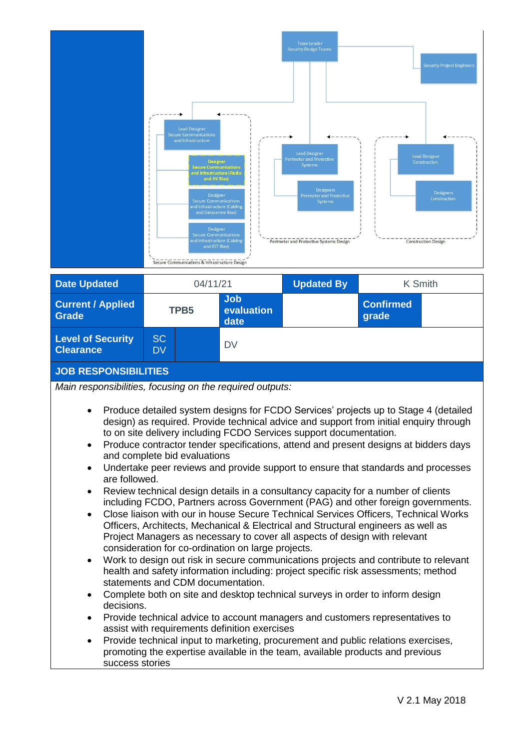Team Leader Security Design Teams

Security Project Engineers

Lead Designer Secure Communications and Infrastructure

Designer Secure Communications and Infrastructure (Radio and AV Bias)

Designer Secure Communications and Infrastructure (Cabling and Datacentre Bias)

Designer Secure Communications and Infrastructure (Cabling and IOT Bias)

Secure Communications & Infrastructure Design

Lead Designer Perimeter and Protective Systems

Designers Perimeter and Protective Systems

Perimeter and Protective Systems Design

Lead Designer Construction

Designers Construction

Construction Design

| **Date Updated** | 04/11/21 | | **Updated By** | K Smith | |
|---|---|---|---|---|---|
| **Current / Applied Grade** | TPB5 | **Job evaluation date** | | **Confirmed grade** | |
| **Level of Security Clearance** | SC DV | | DV | | |

## JOB RESPONSIBILITIES

*Main responsibilities, focusing on the required outputs:*

- Produce detailed system designs for FCDO Services' projects up to Stage 4 (detailed design) as required. Provide technical advice and support from initial enquiry through to on site delivery including FCDO Services support documentation.
- Produce contractor tender specifications, attend and present designs at bidders days and complete bid evaluations
- Undertake peer reviews and provide support to ensure that standards and processes are followed.
- Review technical design details in a consultancy capacity for a number of clients including FCDO, Partners across Government (PAG) and other foreign governments.
- Close liaison with our in house Secure Technical Services Officers, Technical Works Officers, Architects, Mechanical & Electrical and Structural engineers as well as Project Managers as necessary to cover all aspects of design with relevant consideration for co-ordination on large projects.
- Work to design out risk in secure communications projects and contribute to relevant health and safety information including: project specific risk assessments; method statements and CDM documentation.
- Complete both on site and desktop technical surveys in order to inform design decisions.
- Provide technical advice to account managers and customers representatives to assist with requirements definition exercises
- Provide technical input to marketing, procurement and public relations exercises, promoting the expertise available in the team, available products and previous success stories

V 2.1 May 2018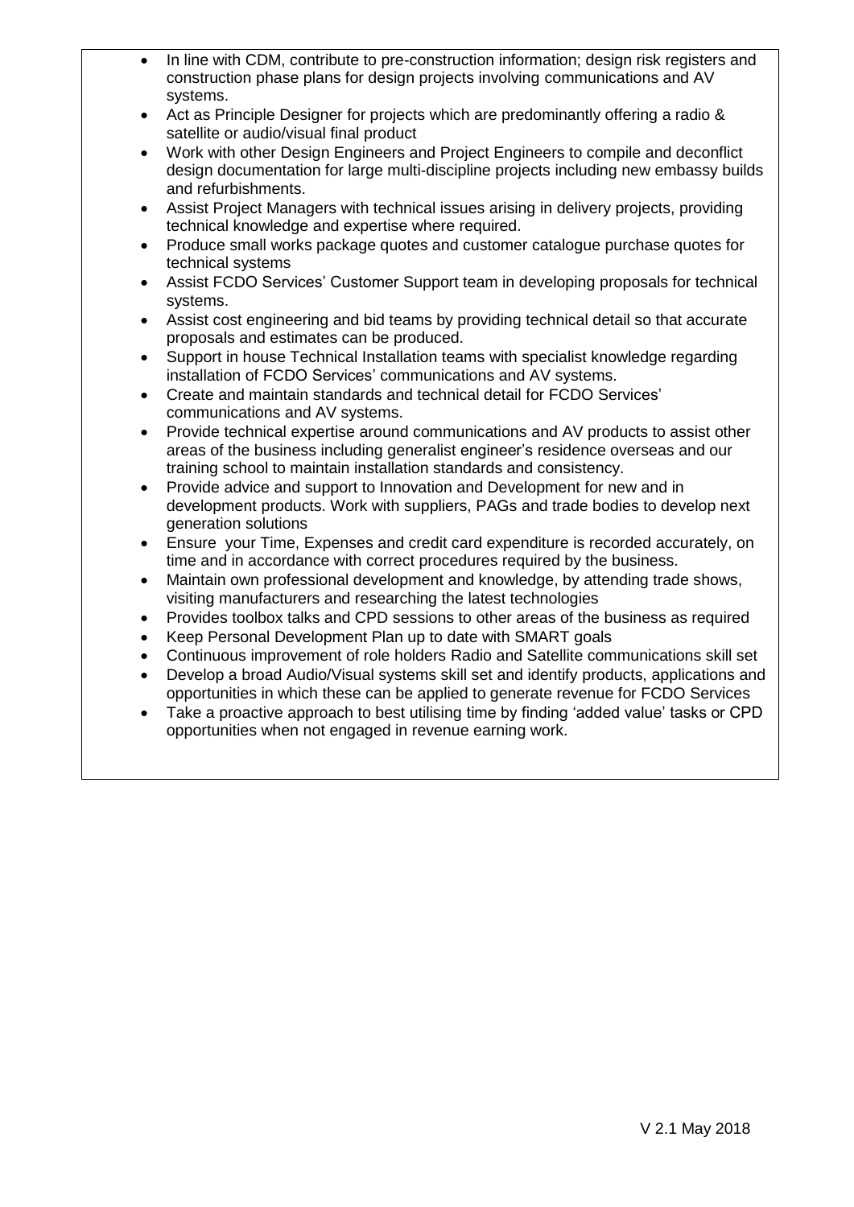- In line with CDM, contribute to pre-construction information; design risk registers and construction phase plans for design projects involving communications and AV systems.
- Act as Principle Designer for projects which are predominantly offering a radio & satellite or audio/visual final product
- Work with other Design Engineers and Project Engineers to compile and deconflict design documentation for large multi-discipline projects including new embassy builds and refurbishments.
- Assist Project Managers with technical issues arising in delivery projects, providing technical knowledge and expertise where required.
- Produce small works package quotes and customer catalogue purchase quotes for technical systems
- Assist FCDO Services' Customer Support team in developing proposals for technical systems.
- Assist cost engineering and bid teams by providing technical detail so that accurate proposals and estimates can be produced.
- Support in house Technical Installation teams with specialist knowledge regarding installation of FCDO Services' communications and AV systems.
- Create and maintain standards and technical detail for FCDO Services' communications and AV systems.
- Provide technical expertise around communications and AV products to assist other areas of the business including generalist engineer's residence overseas and our training school to maintain installation standards and consistency.
- Provide advice and support to Innovation and Development for new and in development products. Work with suppliers, PAGs and trade bodies to develop next generation solutions
- Ensure your Time, Expenses and credit card expenditure is recorded accurately, on time and in accordance with correct procedures required by the business.
- Maintain own professional development and knowledge, by attending trade shows, visiting manufacturers and researching the latest technologies
- Provides toolbox talks and CPD sessions to other areas of the business as required
- Keep Personal Development Plan up to date with SMART goals
- Continuous improvement of role holders Radio and Satellite communications skill set
- Develop a broad Audio/Visual systems skill set and identify products, applications and opportunities in which these can be applied to generate revenue for FCDO Services
- Take a proactive approach to best utilising time by finding 'added value' tasks or CPD opportunities when not engaged in revenue earning work.

V 2.1 May 2018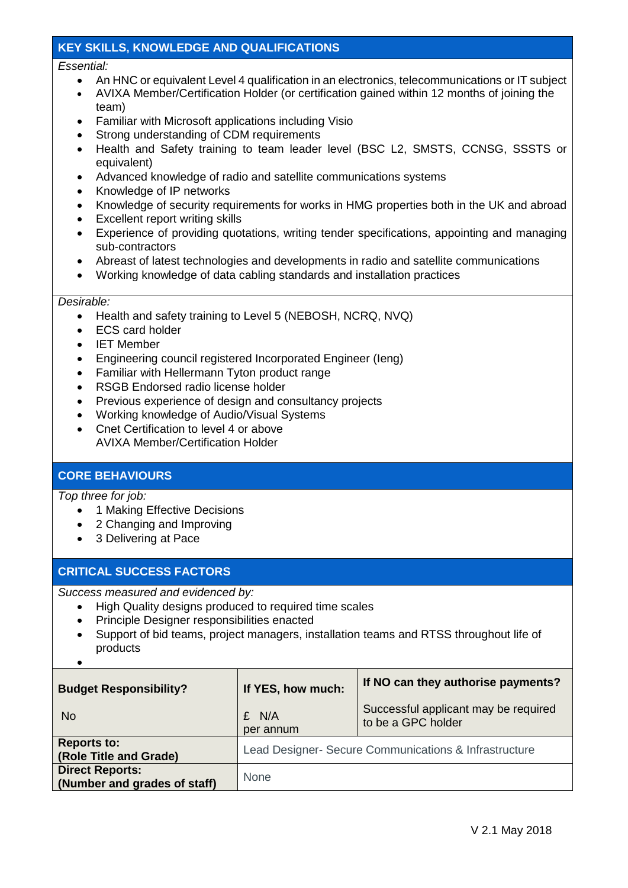## KEY SKILLS, KNOWLEDGE AND QUALIFICATIONS

*Essential:*

- An HNC or equivalent Level 4 qualification in an electronics, telecommunications or IT subject
- AVIXA Member/Certification Holder (or certification gained within 12 months of joining the team)
- Familiar with Microsoft applications including Visio
- Strong understanding of CDM requirements
- Health and Safety training to team leader level (BSC L2, SMSTS, CCNSG, SSSTS or equivalent)
- Advanced knowledge of radio and satellite communications systems
- Knowledge of IP networks
- Knowledge of security requirements for works in HMG properties both in the UK and abroad
- Excellent report writing skills
- Experience of providing quotations, writing tender specifications, appointing and managing sub-contractors
- Abreast of latest technologies and developments in radio and satellite communications
- Working knowledge of data cabling standards and installation practices

*Desirable:*

- Health and safety training to Level 5 (NEBOSH, NCRQ, NVQ)
- ECS card holder
- IET Member
- Engineering council registered Incorporated Engineer (Ieng)
- Familiar with Hellermann Tyton product range
- RSGB Endorsed radio license holder
- Previous experience of design and consultancy projects
- Working knowledge of Audio/Visual Systems
- Cnet Certification to level 4 or above
  AVIXA Member/Certification Holder

## CORE BEHAVIOURS

*Top three for job:*

- 1 Making Effective Decisions
- 2 Changing and Improving
- 3 Delivering at Pace

## CRITICAL SUCCESS FACTORS

*Success measured and evidenced by:*

- High Quality designs produced to required time scales
- Principle Designer responsibilities enacted
- Support of bid teams, project managers, installation teams and RTSS throughout life of products
-

| **Budget Responsibility?** | **If YES, how much:** | **If NO can they authorise payments?** |
|---|---|---|
| No | £ N/A per annum | Successful applicant may be required to be a GPC holder |
| **Reports to: (Role Title and Grade)** | Lead Designer- Secure Communications & Infrastructure | |
| **Direct Reports: (Number and grades of staff)** | None | |

V 2.1 May 2018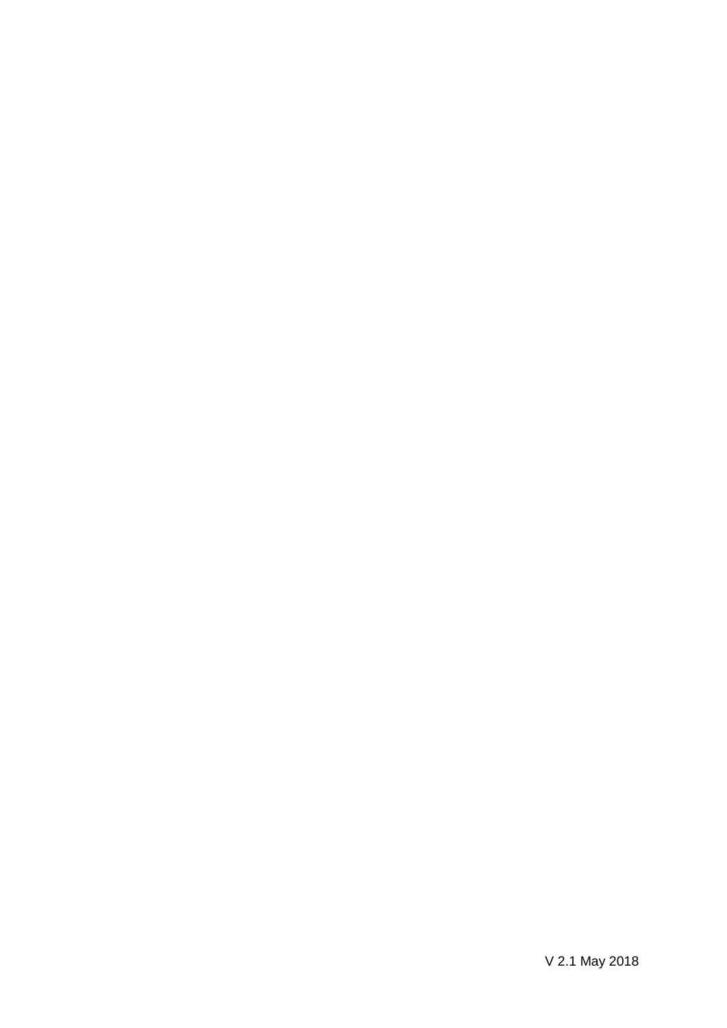V 2.1 May 2018